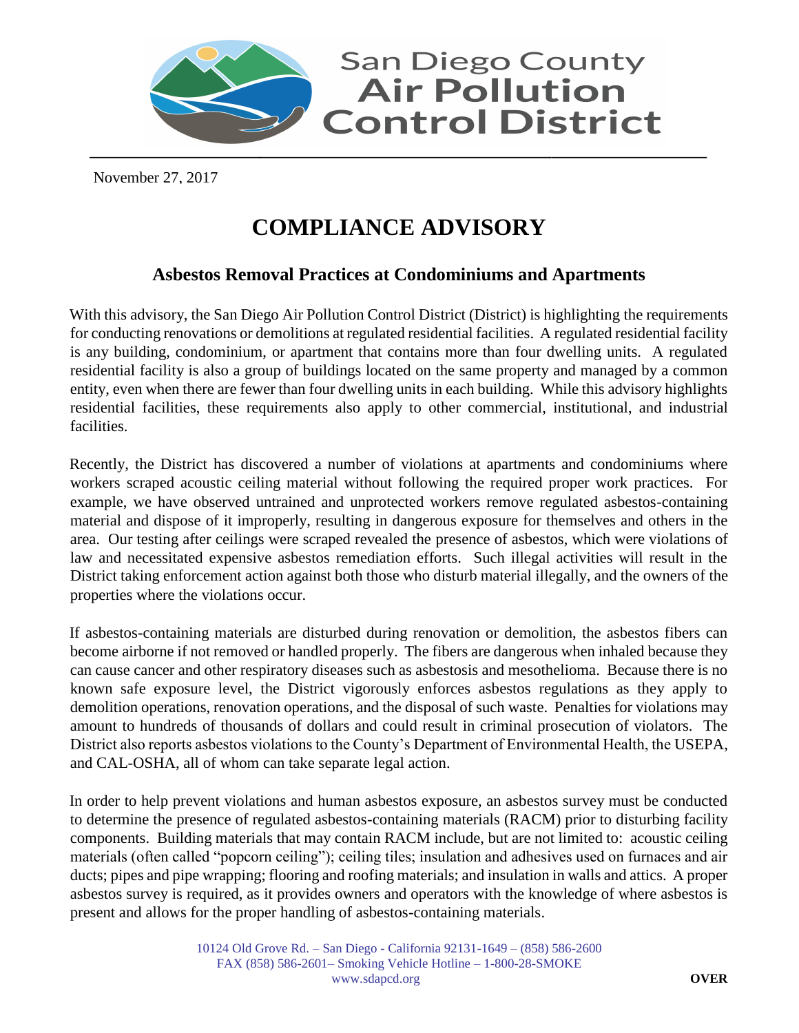San Diego County
Air Pollution
Control District

November 27, 2017

# COMPLIANCE ADVISORY

## Asbestos Removal Practices at Condominiums and Apartments

With this advisory, the San Diego Air Pollution Control District (District) is highlighting the requirements for conducting renovations or demolitions at regulated residential facilities. A regulated residential facility is any building, condominium, or apartment that contains more than four dwelling units. A regulated residential facility is also a group of buildings located on the same property and managed by a common entity, even when there are fewer than four dwelling units in each building. While this advisory highlights residential facilities, these requirements also apply to other commercial, institutional, and industrial facilities.

Recently, the District has discovered a number of violations at apartments and condominiums where workers scraped acoustic ceiling material without following the required proper work practices. For example, we have observed untrained and unprotected workers remove regulated asbestos-containing material and dispose of it improperly, resulting in dangerous exposure for themselves and others in the area. Our testing after ceilings were scraped revealed the presence of asbestos, which were violations of law and necessitated expensive asbestos remediation efforts. Such illegal activities will result in the District taking enforcement action against both those who disturb material illegally, and the owners of the properties where the violations occur.

If asbestos-containing materials are disturbed during renovation or demolition, the asbestos fibers can become airborne if not removed or handled properly. The fibers are dangerous when inhaled because they can cause cancer and other respiratory diseases such as asbestosis and mesothelioma. Because there is no known safe exposure level, the District vigorously enforces asbestos regulations as they apply to demolition operations, renovation operations, and the disposal of such waste. Penalties for violations may amount to hundreds of thousands of dollars and could result in criminal prosecution of violators. The District also reports asbestos violations to the County's Department of Environmental Health, the USEPA, and CAL-OSHA, all of whom can take separate legal action.

In order to help prevent violations and human asbestos exposure, an asbestos survey must be conducted to determine the presence of regulated asbestos-containing materials (RACM) prior to disturbing facility components. Building materials that may contain RACM include, but are not limited to: acoustic ceiling materials (often called "popcorn ceiling"); ceiling tiles; insulation and adhesives used on furnaces and air ducts; pipes and pipe wrapping; flooring and roofing materials; and insulation in walls and attics. A proper asbestos survey is required, as it provides owners and operators with the knowledge of where asbestos is present and allows for the proper handling of asbestos-containing materials.

10124 Old Grove Rd. – San Diego - California 92131-1649 – (858) 586-2600
FAX (858) 586-2601– Smoking Vehicle Hotline – 1-800-28-SMOKE
www.sdapcd.org

OVER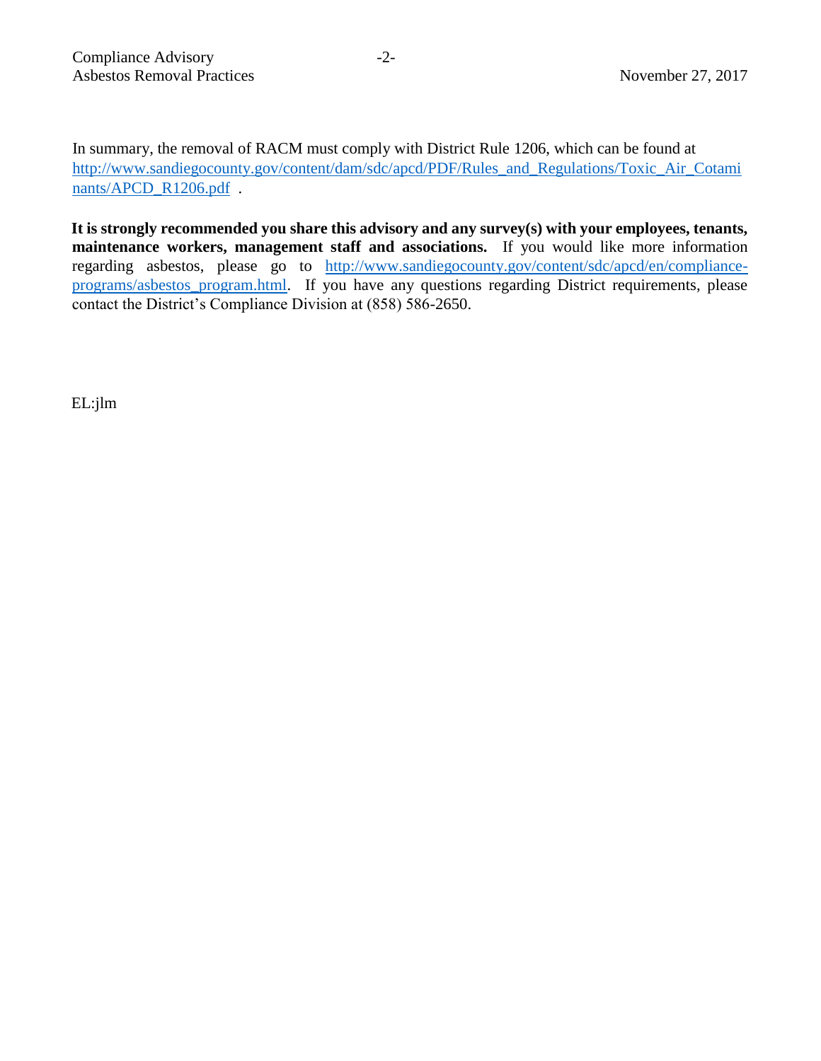In summary, the removal of RACM must comply with District Rule 1206, which can be found at http://www.sandiegocounty.gov/content/dam/sdc/apcd/PDF/Rules_and_Regulations/Toxic_Air_Cotaminants/APCD_R1206.pdf .

**It is strongly recommended you share this advisory and any survey(s) with your employees, tenants, maintenance workers, management staff and associations.** If you would like more information regarding asbestos, please go to http://www.sandiegocounty.gov/content/sdc/apcd/en/compliance-programs/asbestos_program.html. If you have any questions regarding District requirements, please contact the District's Compliance Division at (858) 586-2650.

EL:jlm